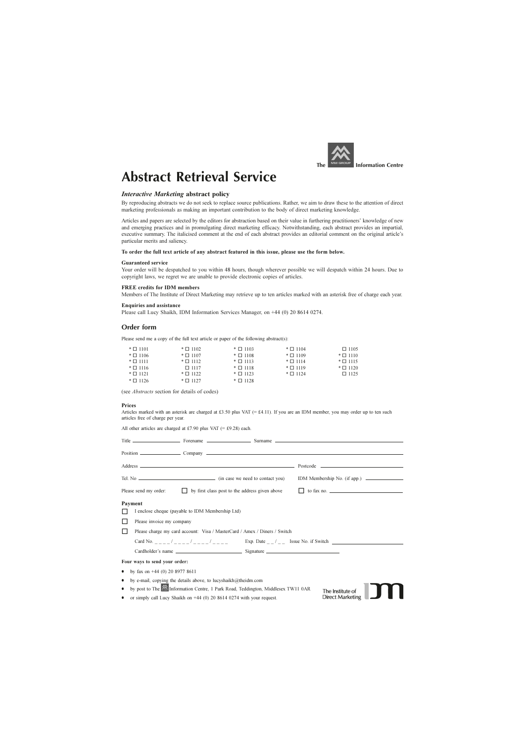The MM GROUP Information Centre

# Abstract Retrieval Service

### *Interactive Marketing* abstract policy

By reproducing abstracts we do not seek to replace source publications. Rather, we aim to draw these to the attention of direct marketing professionals as making an important contribution to the body of direct marketing knowledge.

Articles and papers are selected by the editors for abstraction based on their value in furthering practitioners' knowledge of new and emerging practices and in promulgating direct marketing efficacy. Notwithstanding, each abstract provides an impartial, executive summary. The italicised comment at the end of each abstract provides an editorial comment on the original article's particular merits and saliency.

**To order the full text article of any abstract featured in this issue, please use the form below.**

**Guaranteed service**
Your order will be despatched to you within 48 hours, though wherever possible we will despatch within 24 hours. Due to copyright laws, we regret we are unable to provide electronic copies of articles.

**FREE credits for IDM members**
Members of The Institute of Direct Marketing may retrieve up to ten articles marked with an asterisk free of charge each year.

**Enquiries and assistance**
Please call Lucy Shaikh, IDM Information Services Manager, on +44 (0) 20 8614 0274.

## Order form

Please send me a copy of the full text article or paper of the following abstract(s):

| | | | | |
|---|---|---|---|---|
| * ☐ 1101 | * ☐ 1102 | * ☐ 1103 | * ☐ 1104 | ☐ 1105 |
| * ☐ 1106 | * ☐ 1107 | * ☐ 1108 | * ☐ 1109 | * ☐ 1110 |
| * ☐ 1111 | * ☐ 1112 | * ☐ 1113 | * ☐ 1114 | * ☐ 1115 |
| * ☐ 1116 | ☐ 1117 | * ☐ 1118 | * ☐ 1119 | * ☐ 1120 |
| * ☐ 1121 | * ☐ 1122 | * ☐ 1123 | * ☐ 1124 | ☐ 1125 |
| * ☐ 1126 | * ☐ 1127 | * ☐ 1128 | | |

(see *Abstracts* section for details of codes)

**Prices**
Articles marked with an asterisk are charged at £3.50 plus VAT (= £4.11). If you are an IDM member, you may order up to ten such articles free of charge per year.

All other articles are charged at £7.90 plus VAT (= £9.28) each.

Title ____________ Forename ____________ Surname ____________

Position ____________ Company ____________

Address ____________ Postcode ____________

Tel. No ____________ (in case we need to contact you) IDM Membership No. (if app.) ____________

Please send my order: ☐ by first class post to the address given above ☐ to fax no. ____________

**Payment**

☐ I enclose cheque (payable to IDM Membership Ltd)

☐ Please invoice my company

☐ Please charge my card account: Visa / MasterCard / Amex / Diners / Switch

Card No. _ _ _ _ / _ _ _ _ / _ _ _ _ / _ _ _ _ Exp. Date _ _ / _ _ Issue No. if Switch ____________

Cardholder's name ____________ Signature ____________

**Four ways to send your order:**

- by fax on +44 (0) 20 8977 8611
- by e-mail, copying the details above, to lucyshaikh@theidm.com
- by post to The Information Centre, 1 Park Road, Teddington, Middlesex TW11 0AR
- or simply call Lucy Shaikh on +44 (0) 20 8614 0274 with your request.

The Institute of Direct Marketing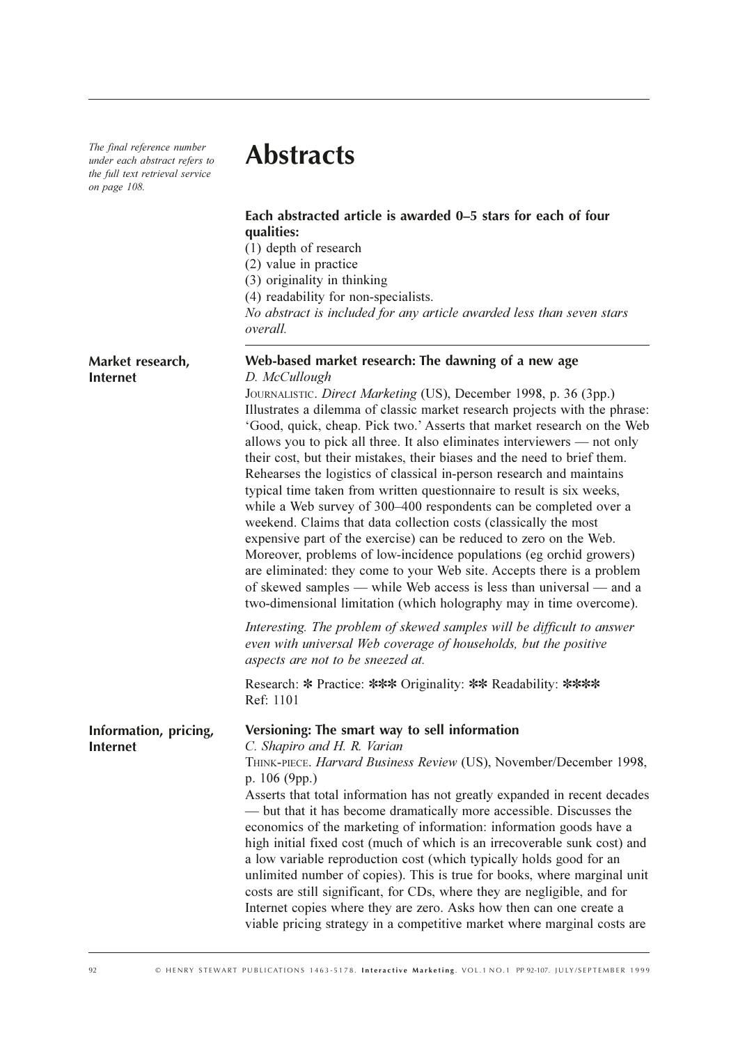*The final reference number under each abstract refers to the full text retrieval service on page 108.*

# Abstracts

**Each abstracted article is awarded 0–5 stars for each of four qualities:**

(1) depth of research
(2) value in practice
(3) originality in thinking
(4) readability for non-specialists.

*No abstract is included for any article awarded less than seven stars overall.*

---

**Market research, Internet**

### Web-based market research: The dawning of a new age

*D. McCullough*

JOURNALISTIC. *Direct Marketing* (US), December 1998, p. 36 (3pp.)

Illustrates a dilemma of classic market research projects with the phrase: 'Good, quick, cheap. Pick two.' Asserts that market research on the Web allows you to pick all three. It also eliminates interviewers — not only their cost, but their mistakes, their biases and the need to brief them. Rehearses the logistics of classical in-person research and maintains typical time taken from written questionnaire to result is six weeks, while a Web survey of 300–400 respondents can be completed over a weekend. Claims that data collection costs (classically the most expensive part of the exercise) can be reduced to zero on the Web. Moreover, problems of low-incidence populations (eg orchid growers) are eliminated: they come to your Web site. Accepts there is a problem of skewed samples — while Web access is less than universal — and a two-dimensional limitation (which holography may in time overcome).

*Interesting. The problem of skewed samples will be difficult to answer even with universal Web coverage of households, but the positive aspects are not to be sneezed at.*

Research: * Practice: *** Originality: ** Readability: ****
Ref: 1101

**Information, pricing, Internet**

### Versioning: The smart way to sell information

*C. Shapiro and H. R. Varian*

THINK-PIECE. *Harvard Business Review* (US), November/December 1998, p. 106 (9pp.)

Asserts that total information has not greatly expanded in recent decades — but that it has become dramatically more accessible. Discusses the economics of the marketing of information: information goods have a high initial fixed cost (much of which is an irrecoverable sunk cost) and a low variable reproduction cost (which typically holds good for an unlimited number of copies). This is true for books, where marginal unit costs are still significant, for CDs, where they are negligible, and for Internet copies where they are zero. Asks how then can one create a viable pricing strategy in a competitive market where marginal costs are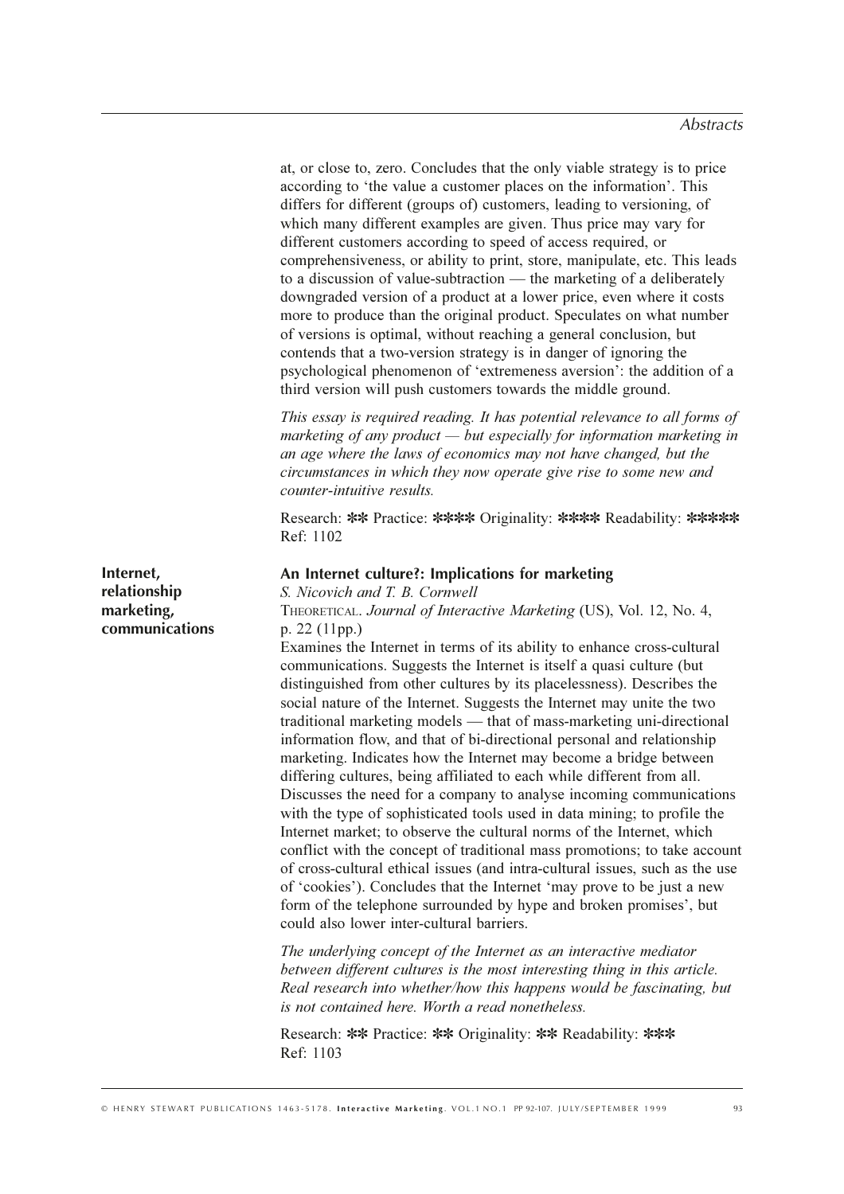at, or close to, zero. Concludes that the only viable strategy is to price according to 'the value a customer places on the information'. This differs for different (groups of) customers, leading to versioning, of which many different examples are given. Thus price may vary for different customers according to speed of access required, or comprehensiveness, or ability to print, store, manipulate, etc. This leads to a discussion of value-subtraction — the marketing of a deliberately downgraded version of a product at a lower price, even where it costs more to produce than the original product. Speculates on what number of versions is optimal, without reaching a general conclusion, but contends that a two-version strategy is in danger of ignoring the psychological phenomenon of 'extremeness aversion': the addition of a third version will push customers towards the middle ground.

*This essay is required reading. It has potential relevance to all forms of marketing of any product — but especially for information marketing in an age where the laws of economics may not have changed, but the circumstances in which they now operate give rise to some new and counter-intuitive results.*

Research: ✻✻ Practice: ✻✻✻✻ Originality: ✻✻✻✻ Readability: ✻✻✻✻✻
Ref: 1102

**Internet, relationship marketing, communications**

### An Internet culture?: Implications for marketing

*S. Nicovich and T. B. Cornwell*

THEORETICAL. *Journal of Interactive Marketing* (US), Vol. 12, No. 4, p. 22 (11pp.)

Examines the Internet in terms of its ability to enhance cross-cultural communications. Suggests the Internet is itself a quasi culture (but distinguished from other cultures by its placelessness). Describes the social nature of the Internet. Suggests the Internet may unite the two traditional marketing models — that of mass-marketing uni-directional information flow, and that of bi-directional personal and relationship marketing. Indicates how the Internet may become a bridge between differing cultures, being affiliated to each while different from all. Discusses the need for a company to analyse incoming communications with the type of sophisticated tools used in data mining; to profile the Internet market; to observe the cultural norms of the Internet, which conflict with the concept of traditional mass promotions; to take account of cross-cultural ethical issues (and intra-cultural issues, such as the use of 'cookies'). Concludes that the Internet 'may prove to be just a new form of the telephone surrounded by hype and broken promises', but could also lower inter-cultural barriers.

*The underlying concept of the Internet as an interactive mediator between different cultures is the most interesting thing in this article. Real research into whether/how this happens would be fascinating, but is not contained here. Worth a read nonetheless.*

Research: ✻✻ Practice: ✻✻ Originality: ✻✻ Readability: ✻✻✻
Ref: 1103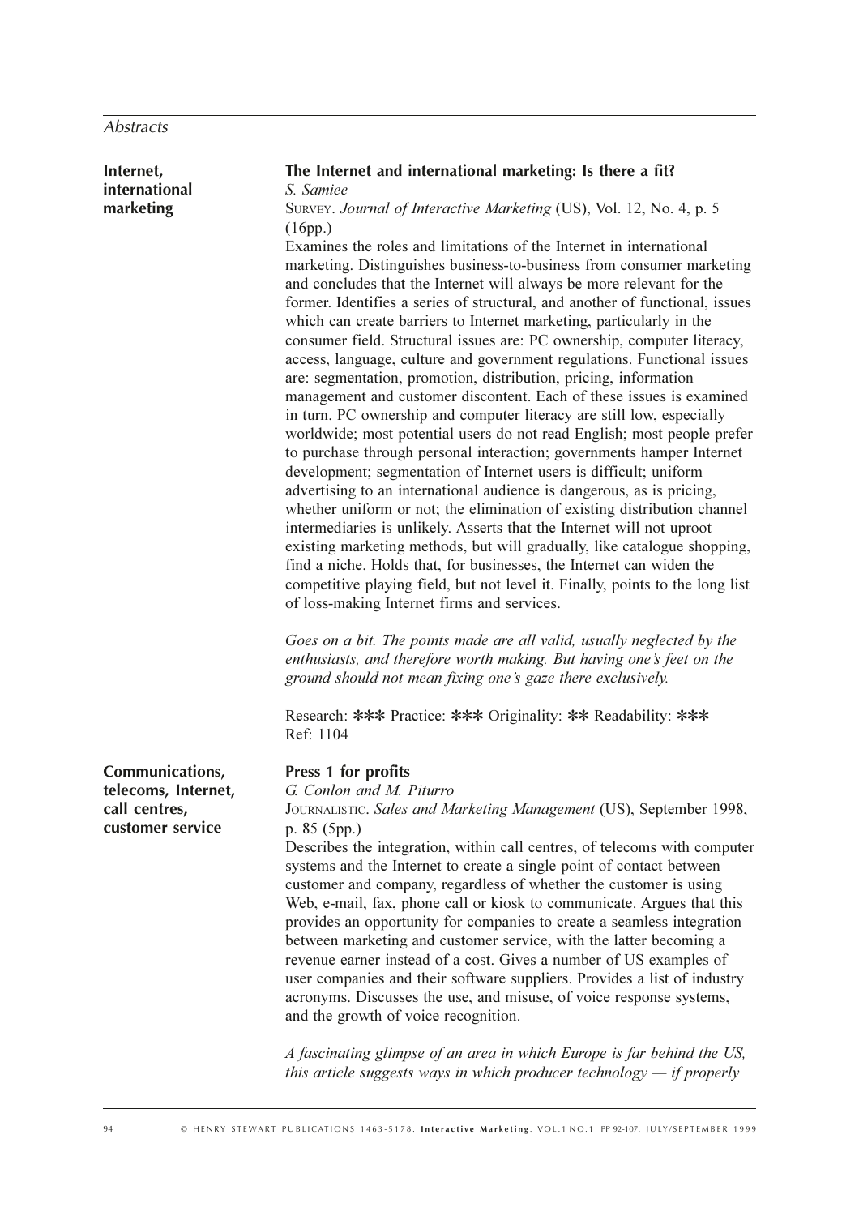**Internet, international marketing**

### The Internet and international marketing: Is there a fit?

*S. Samiee*

SURVEY. *Journal of Interactive Marketing* (US), Vol. 12, No. 4, p. 5 (16pp.)

Examines the roles and limitations of the Internet in international marketing. Distinguishes business-to-business from consumer marketing and concludes that the Internet will always be more relevant for the former. Identifies a series of structural, and another of functional, issues which can create barriers to Internet marketing, particularly in the consumer field. Structural issues are: PC ownership, computer literacy, access, language, culture and government regulations. Functional issues are: segmentation, promotion, distribution, pricing, information management and customer discontent. Each of these issues is examined in turn. PC ownership and computer literacy are still low, especially worldwide; most potential users do not read English; most people prefer to purchase through personal interaction; governments hamper Internet development; segmentation of Internet users is difficult; uniform advertising to an international audience is dangerous, as is pricing, whether uniform or not; the elimination of existing distribution channel intermediaries is unlikely. Asserts that the Internet will not uproot existing marketing methods, but will gradually, like catalogue shopping, find a niche. Holds that, for businesses, the Internet can widen the competitive playing field, but not level it. Finally, points to the long list of loss-making Internet firms and services.

*Goes on a bit. The points made are all valid, usually neglected by the enthusiasts, and therefore worth making. But having one's feet on the ground should not mean fixing one's gaze there exclusively.*

Research: ✻✻✻ Practice: ✻✻✻ Originality: ✻✻ Readability: ✻✻✻
Ref: 1104

**Communications, telecoms, Internet, call centres, customer service**

### Press 1 for profits

*G. Conlon and M. Piturro*

JOURNALISTIC. *Sales and Marketing Management* (US), September 1998, p. 85 (5pp.)

Describes the integration, within call centres, of telecoms with computer systems and the Internet to create a single point of contact between customer and company, regardless of whether the customer is using Web, e-mail, fax, phone call or kiosk to communicate. Argues that this provides an opportunity for companies to create a seamless integration between marketing and customer service, with the latter becoming a revenue earner instead of a cost. Gives a number of US examples of user companies and their software suppliers. Provides a list of industry acronyms. Discusses the use, and misuse, of voice response systems, and the growth of voice recognition.

*A fascinating glimpse of an area in which Europe is far behind the US, this article suggests ways in which producer technology — if properly*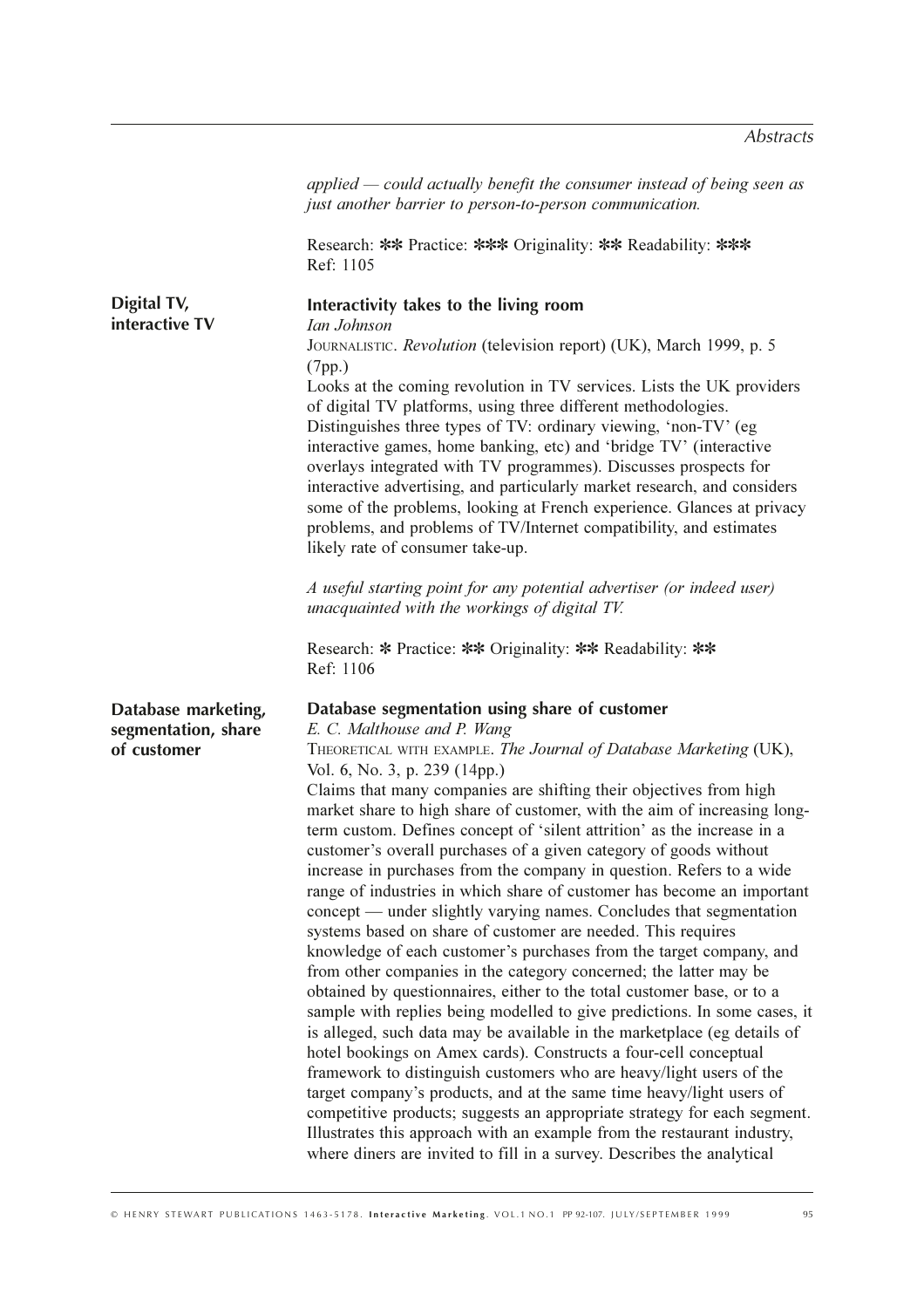*applied — could actually benefit the consumer instead of being seen as just another barrier to person-to-person communication.*

Research: ✻✻ Practice: ✻✻✻ Originality: ✻✻ Readability: ✻✻✻
Ref: 1105

**Digital TV, interactive TV**

### Interactivity takes to the living room

*Ian Johnson*

JOURNALISTIC. *Revolution* (television report) (UK), March 1999, p. 5 (7pp.)

Looks at the coming revolution in TV services. Lists the UK providers of digital TV platforms, using three different methodologies. Distinguishes three types of TV: ordinary viewing, 'non-TV' (eg interactive games, home banking, etc) and 'bridge TV' (interactive overlays integrated with TV programmes). Discusses prospects for interactive advertising, and particularly market research, and considers some of the problems, looking at French experience. Glances at privacy problems, and problems of TV/Internet compatibility, and estimates likely rate of consumer take-up.

*A useful starting point for any potential advertiser (or indeed user) unacquainted with the workings of digital TV.*

Research: ✻ Practice: ✻✻ Originality: ✻✻ Readability: ✻✻
Ref: 1106

**Database marketing, segmentation, share of customer**

### Database segmentation using share of customer

*E. C. Malthouse and P. Wang*

THEORETICAL WITH EXAMPLE. *The Journal of Database Marketing* (UK), Vol. 6, No. 3, p. 239 (14pp.)

Claims that many companies are shifting their objectives from high market share to high share of customer, with the aim of increasing long-term custom. Defines concept of 'silent attrition' as the increase in a customer's overall purchases of a given category of goods without increase in purchases from the company in question. Refers to a wide range of industries in which share of customer has become an important concept — under slightly varying names. Concludes that segmentation systems based on share of customer are needed. This requires knowledge of each customer's purchases from the target company, and from other companies in the category concerned; the latter may be obtained by questionnaires, either to the total customer base, or to a sample with replies being modelled to give predictions. In some cases, it is alleged, such data may be available in the marketplace (eg details of hotel bookings on Amex cards). Constructs a four-cell conceptual framework to distinguish customers who are heavy/light users of the target company's products, and at the same time heavy/light users of competitive products; suggests an appropriate strategy for each segment. Illustrates this approach with an example from the restaurant industry, where diners are invited to fill in a survey. Describes the analytical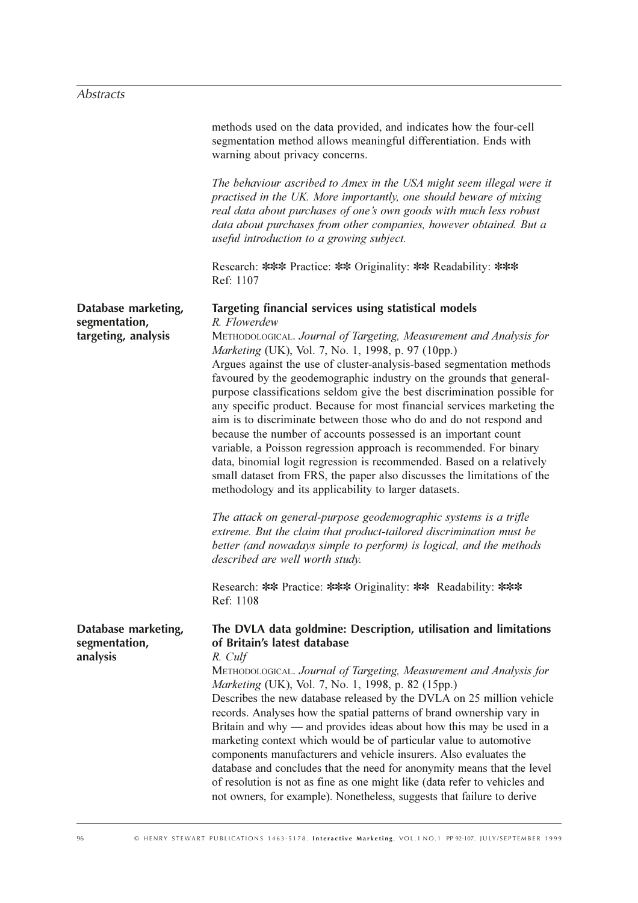methods used on the data provided, and indicates how the four-cell segmentation method allows meaningful differentiation. Ends with warning about privacy concerns.

*The behaviour ascribed to Amex in the USA might seem illegal were it practised in the UK. More importantly, one should beware of mixing real data about purchases of one's own goods with much less robust data about purchases from other companies, however obtained. But a useful introduction to a growing subject.*

Research: *** Practice: ** Originality: ** Readability: ***
Ref: 1107

**Database marketing, segmentation, targeting, analysis**

### Targeting financial services using statistical models

*R. Flowerdew*

METHODOLOGICAL. *Journal of Targeting, Measurement and Analysis for Marketing* (UK), Vol. 7, No. 1, 1998, p. 97 (10pp.)

Argues against the use of cluster-analysis-based segmentation methods favoured by the geodemographic industry on the grounds that general-purpose classifications seldom give the best discrimination possible for any specific product. Because for most financial services marketing the aim is to discriminate between those who do and do not respond and because the number of accounts possessed is an important count variable, a Poisson regression approach is recommended. For binary data, binomial logit regression is recommended. Based on a relatively small dataset from FRS, the paper also discusses the limitations of the methodology and its applicability to larger datasets.

*The attack on general-purpose geodemographic systems is a trifle extreme. But the claim that product-tailored discrimination must be better (and nowadays simple to perform) is logical, and the methods described are well worth study.*

Research: ** Practice: *** Originality: ** Readability: ***
Ref: 1108

**Database marketing, segmentation, analysis**

### The DVLA data goldmine: Description, utilisation and limitations of Britain's latest database

*R. Culf*

METHODOLOGICAL. *Journal of Targeting, Measurement and Analysis for Marketing* (UK), Vol. 7, No. 1, 1998, p. 82 (15pp.)

Describes the new database released by the DVLA on 25 million vehicle records. Analyses how the spatial patterns of brand ownership vary in Britain and why — and provides ideas about how this may be used in a marketing context which would be of particular value to automotive components manufacturers and vehicle insurers. Also evaluates the database and concludes that the need for anonymity means that the level of resolution is not as fine as one might like (data refer to vehicles and not owners, for example). Nonetheless, suggests that failure to derive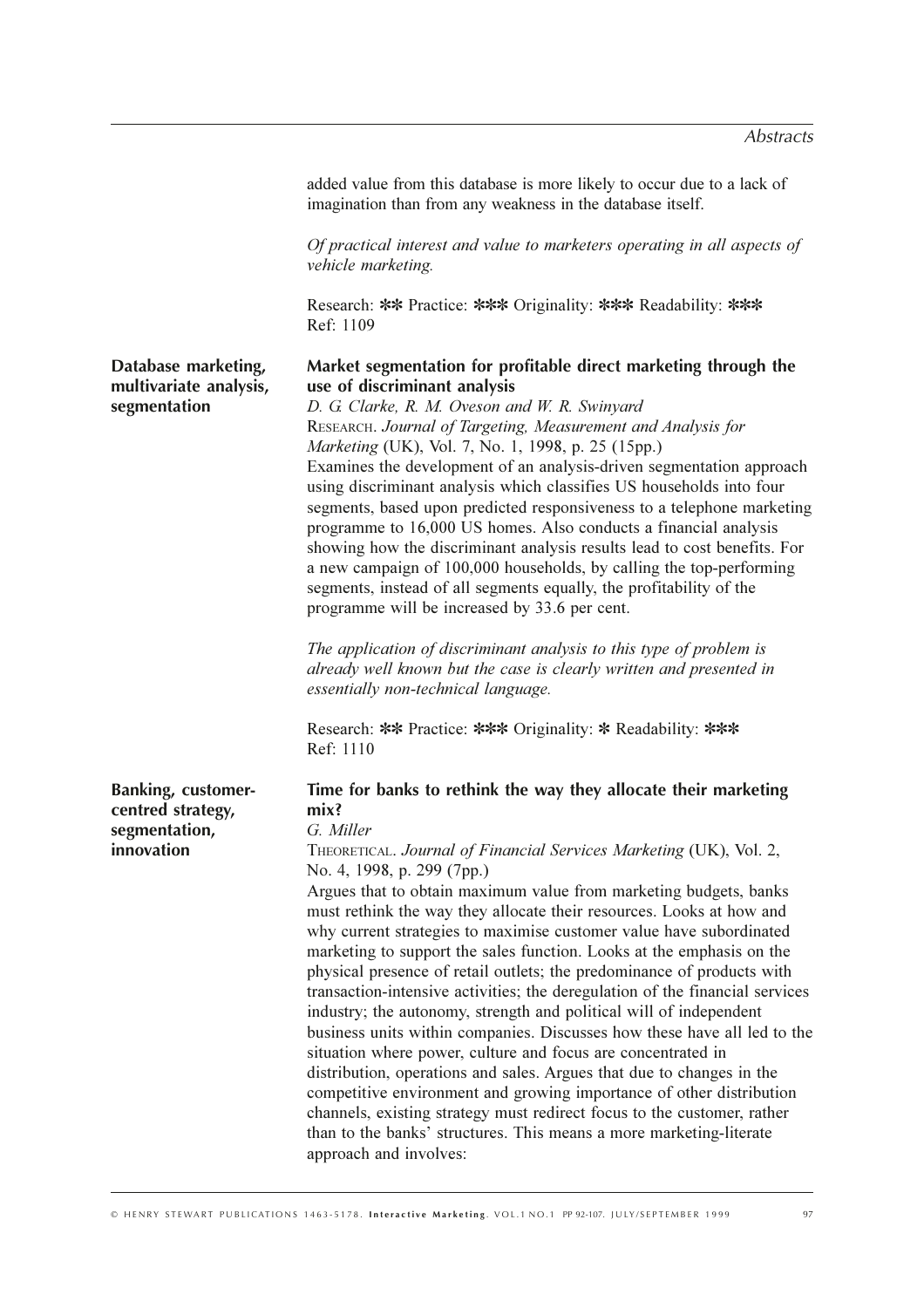added value from this database is more likely to occur due to a lack of imagination than from any weakness in the database itself.

*Of practical interest and value to marketers operating in all aspects of vehicle marketing.*

Research: ✻✻ Practice: ✻✻✻ Originality: ✻✻✻ Readability: ✻✻✻
Ref: 1109

**Database marketing, multivariate analysis, segmentation**

### Market segmentation for profitable direct marketing through the use of discriminant analysis

*D. G. Clarke, R. M. Oveson and W. R. Swinyard*
RESEARCH. *Journal of Targeting, Measurement and Analysis for Marketing* (UK), Vol. 7, No. 1, 1998, p. 25 (15pp.)
Examines the development of an analysis-driven segmentation approach using discriminant analysis which classifies US households into four segments, based upon predicted responsiveness to a telephone marketing programme to 16,000 US homes. Also conducts a financial analysis showing how the discriminant analysis results lead to cost benefits. For a new campaign of 100,000 households, by calling the top-performing segments, instead of all segments equally, the profitability of the programme will be increased by 33.6 per cent.

*The application of discriminant analysis to this type of problem is already well known but the case is clearly written and presented in essentially non-technical language.*

Research: ✻✻ Practice: ✻✻✻ Originality: ✻ Readability: ✻✻✻
Ref: 1110

**Banking, customer-centred strategy, segmentation, innovation**

### Time for banks to rethink the way they allocate their marketing mix?

*G. Miller*
THEORETICAL. *Journal of Financial Services Marketing* (UK), Vol. 2, No. 4, 1998, p. 299 (7pp.)
Argues that to obtain maximum value from marketing budgets, banks must rethink the way they allocate their resources. Looks at how and why current strategies to maximise customer value have subordinated marketing to support the sales function. Looks at the emphasis on the physical presence of retail outlets; the predominance of products with transaction-intensive activities; the deregulation of the financial services industry; the autonomy, strength and political will of independent business units within companies. Discusses how these have all led to the situation where power, culture and focus are concentrated in distribution, operations and sales. Argues that due to changes in the competitive environment and growing importance of other distribution channels, existing strategy must redirect focus to the customer, rather than to the banks' structures. This means a more marketing-literate approach and involves: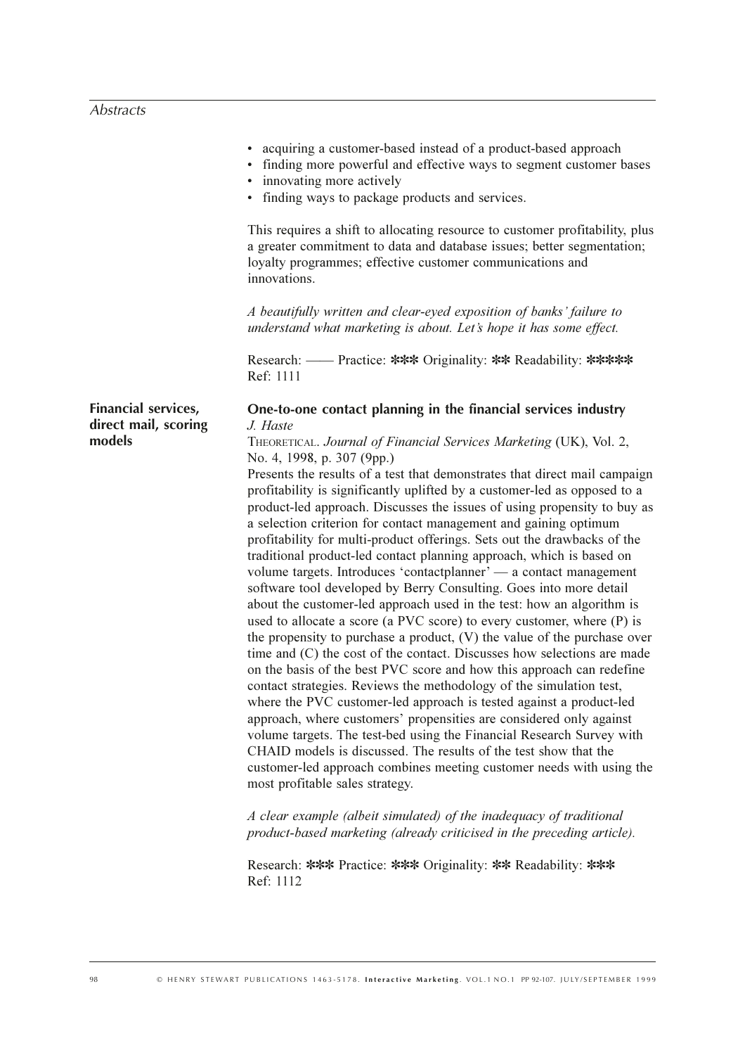- acquiring a customer-based instead of a product-based approach
- finding more powerful and effective ways to segment customer bases
- innovating more actively
- finding ways to package products and services.

This requires a shift to allocating resource to customer profitability, plus a greater commitment to data and database issues; better segmentation; loyalty programmes; effective customer communications and innovations.

*A beautifully written and clear-eyed exposition of banks' failure to understand what marketing is about. Let's hope it has some effect.*

Research: —— Practice: *** Originality: ** Readability: *****
Ref: 1111

**Financial services, direct mail, scoring models**

### One-to-one contact planning in the financial services industry

*J. Haste*

THEORETICAL. *Journal of Financial Services Marketing* (UK), Vol. 2, No. 4, 1998, p. 307 (9pp.)

Presents the results of a test that demonstrates that direct mail campaign profitability is significantly uplifted by a customer-led as opposed to a product-led approach. Discusses the issues of using propensity to buy as a selection criterion for contact management and gaining optimum profitability for multi-product offerings. Sets out the drawbacks of the traditional product-led contact planning approach, which is based on volume targets. Introduces 'contactplanner' — a contact management software tool developed by Berry Consulting. Goes into more detail about the customer-led approach used in the test: how an algorithm is used to allocate a score (a PVC score) to every customer, where (P) is the propensity to purchase a product, (V) the value of the purchase over time and (C) the cost of the contact. Discusses how selections are made on the basis of the best PVC score and how this approach can redefine contact strategies. Reviews the methodology of the simulation test, where the PVC customer-led approach is tested against a product-led approach, where customers' propensities are considered only against volume targets. The test-bed using the Financial Research Survey with CHAID models is discussed. The results of the test show that the customer-led approach combines meeting customer needs with using the most profitable sales strategy.

*A clear example (albeit simulated) of the inadequacy of traditional product-based marketing (already criticised in the preceding article).*

Research: *** Practice: *** Originality: ** Readability: ***
Ref: 1112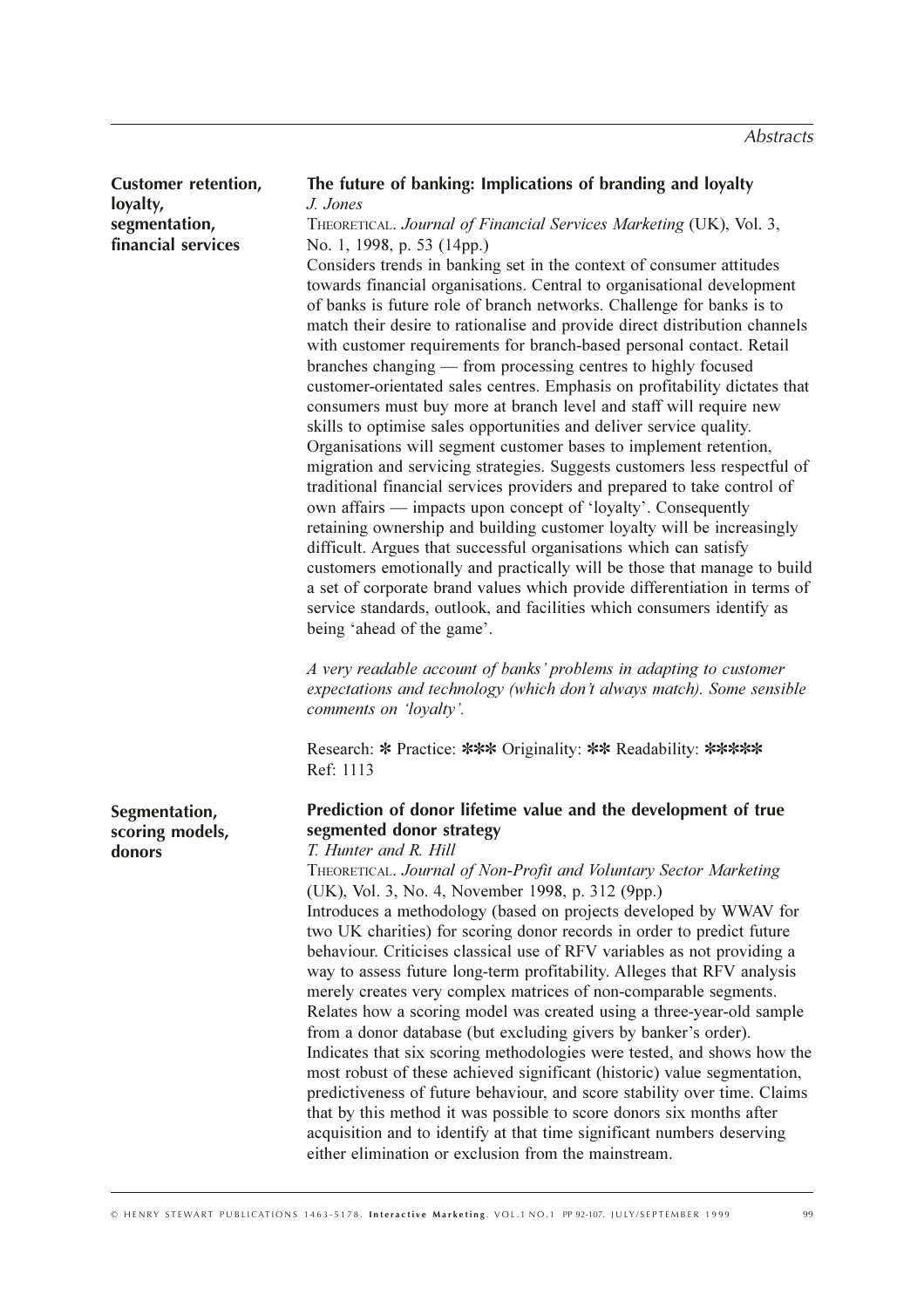**Customer retention, loyalty, segmentation, financial services**

### The future of banking: Implications of branding and loyalty

*J. Jones*

THEORETICAL. *Journal of Financial Services Marketing* (UK), Vol. 3, No. 1, 1998, p. 53 (14pp.)

Considers trends in banking set in the context of consumer attitudes towards financial organisations. Central to organisational development of banks is future role of branch networks. Challenge for banks is to match their desire to rationalise and provide direct distribution channels with customer requirements for branch-based personal contact. Retail branches changing — from processing centres to highly focused customer-orientated sales centres. Emphasis on profitability dictates that consumers must buy more at branch level and staff will require new skills to optimise sales opportunities and deliver service quality. Organisations will segment customer bases to implement retention, migration and servicing strategies. Suggests customers less respectful of traditional financial services providers and prepared to take control of own affairs — impacts upon concept of 'loyalty'. Consequently retaining ownership and building customer loyalty will be increasingly difficult. Argues that successful organisations which can satisfy customers emotionally and practically will be those that manage to build a set of corporate brand values which provide differentiation in terms of service standards, outlook, and facilities which consumers identify as being 'ahead of the game'.

*A very readable account of banks' problems in adapting to customer expectations and technology (which don't always match). Some sensible comments on 'loyalty'.*

Research: * Practice: *** Originality: ** Readability: *****
Ref: 1113

**Segmentation, scoring models, donors**

### Prediction of donor lifetime value and the development of true segmented donor strategy

*T. Hunter and R. Hill*

THEORETICAL. *Journal of Non-Profit and Voluntary Sector Marketing* (UK), Vol. 3, No. 4, November 1998, p. 312 (9pp.)

Introduces a methodology (based on projects developed by WWAV for two UK charities) for scoring donor records in order to predict future behaviour. Criticises classical use of RFV variables as not providing a way to assess future long-term profitability. Alleges that RFV analysis merely creates very complex matrices of non-comparable segments. Relates how a scoring model was created using a three-year-old sample from a donor database (but excluding givers by banker's order). Indicates that six scoring methodologies were tested, and shows how the most robust of these achieved significant (historic) value segmentation, predictiveness of future behaviour, and score stability over time. Claims that by this method it was possible to score donors six months after acquisition and to identify at that time significant numbers deserving either elimination or exclusion from the mainstream.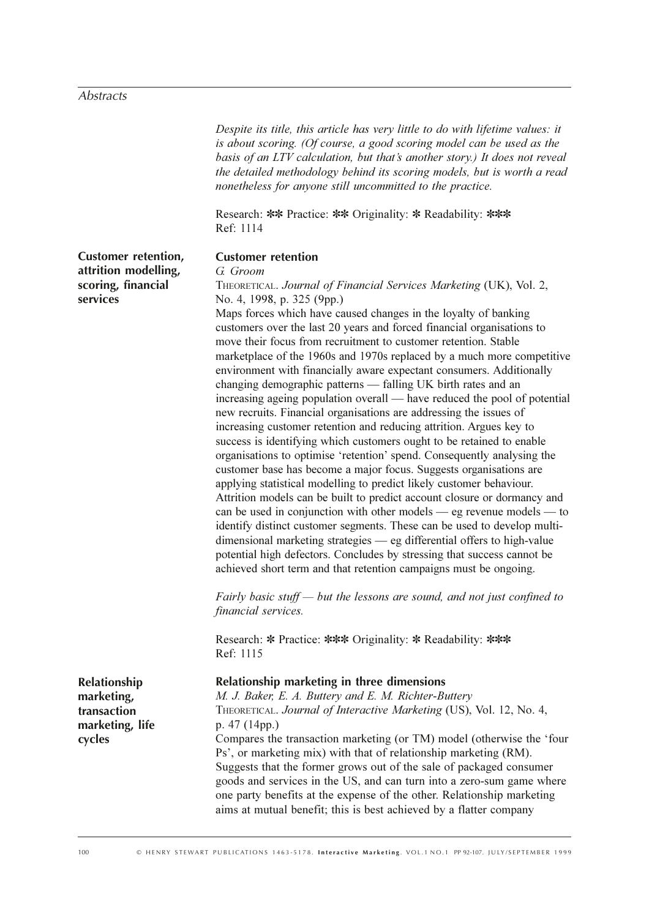*Despite its title, this article has very little to do with lifetime values: it is about scoring. (Of course, a good scoring model can be used as the basis of an LTV calculation, but that's another story.) It does not reveal the detailed methodology behind its scoring models, but is worth a read nonetheless for anyone still uncommitted to the practice.*

Research: ✻✻ Practice: ✻✻ Originality: ✻ Readability: ✻✻✻
Ref: 1114

**Customer retention, attrition modelling, scoring, financial services**

### Customer retention

*G. Groom*

THEORETICAL. *Journal of Financial Services Marketing* (UK), Vol. 2, No. 4, 1998, p. 325 (9pp.)

Maps forces which have caused changes in the loyalty of banking customers over the last 20 years and forced financial organisations to move their focus from recruitment to customer retention. Stable marketplace of the 1960s and 1970s replaced by a much more competitive environment with financially aware expectant consumers. Additionally changing demographic patterns — falling UK birth rates and an increasing ageing population overall — have reduced the pool of potential new recruits. Financial organisations are addressing the issues of increasing customer retention and reducing attrition. Argues key to success is identifying which customers ought to be retained to enable organisations to optimise 'retention' spend. Consequently analysing the customer base has become a major focus. Suggests organisations are applying statistical modelling to predict likely customer behaviour. Attrition models can be built to predict account closure or dormancy and can be used in conjunction with other models — eg revenue models — to identify distinct customer segments. These can be used to develop multi-dimensional marketing strategies — eg differential offers to high-value potential high defectors. Concludes by stressing that success cannot be achieved short term and that retention campaigns must be ongoing.

*Fairly basic stuff — but the lessons are sound, and not just confined to financial services.*

Research: ✻ Practice: ✻✻✻ Originality: ✻ Readability: ✻✻✻
Ref: 1115

**Relationship marketing, transaction marketing, life cycles**

### Relationship marketing in three dimensions

*M. J. Baker, E. A. Buttery and E. M. Richter-Buttery*

THEORETICAL. *Journal of Interactive Marketing* (US), Vol. 12, No. 4, p. 47 (14pp.)

Compares the transaction marketing (or TM) model (otherwise the 'four Ps', or marketing mix) with that of relationship marketing (RM). Suggests that the former grows out of the sale of packaged consumer goods and services in the US, and can turn into a zero-sum game where one party benefits at the expense of the other. Relationship marketing aims at mutual benefit; this is best achieved by a flatter company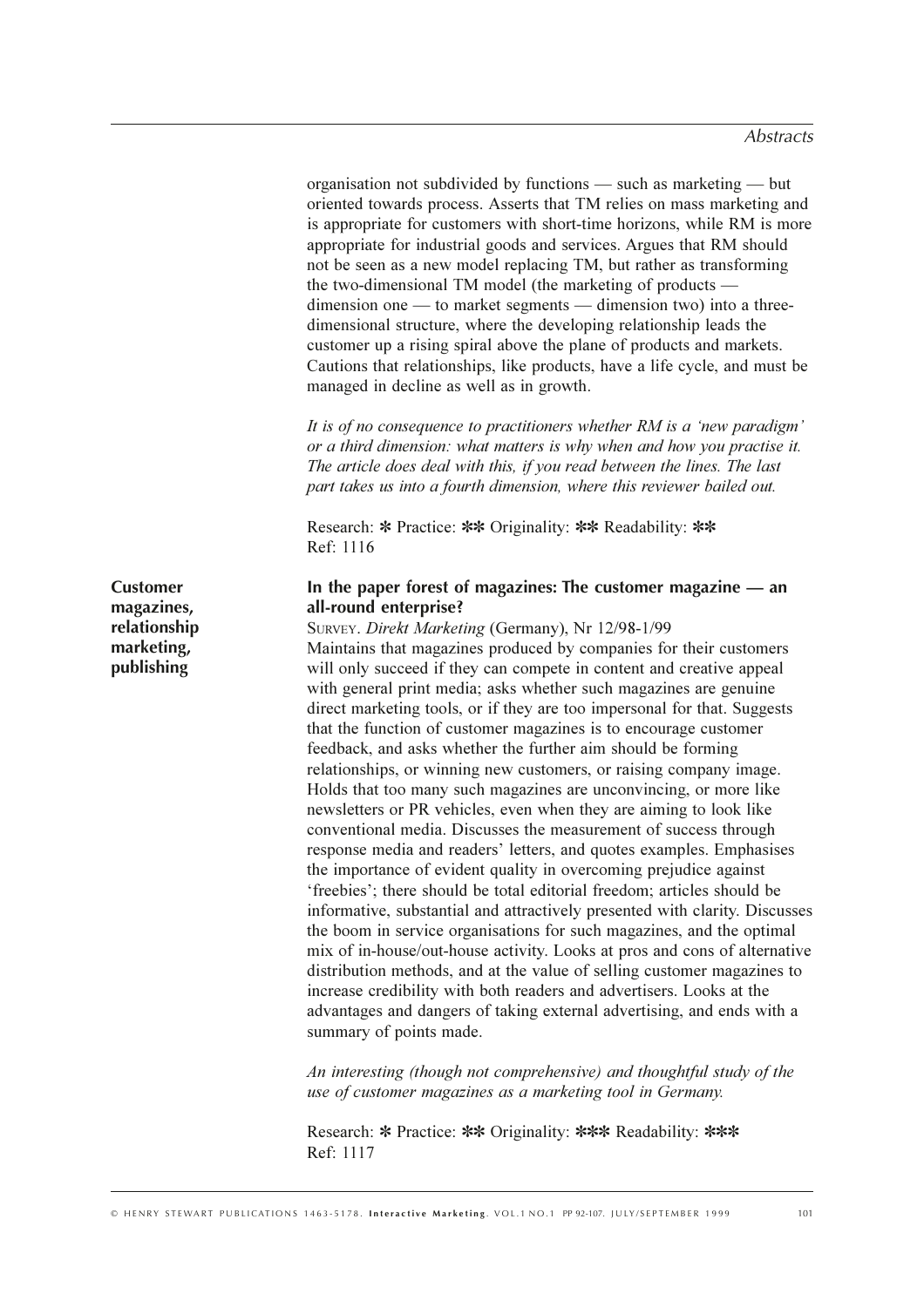organisation not subdivided by functions — such as marketing — but oriented towards process. Asserts that TM relies on mass marketing and is appropriate for customers with short-time horizons, while RM is more appropriate for industrial goods and services. Argues that RM should not be seen as a new model replacing TM, but rather as transforming the two-dimensional TM model (the marketing of products — dimension one — to market segments — dimension two) into a three-dimensional structure, where the developing relationship leads the customer up a rising spiral above the plane of products and markets. Cautions that relationships, like products, have a life cycle, and must be managed in decline as well as in growth.

*It is of no consequence to practitioners whether RM is a 'new paradigm' or a third dimension: what matters is why when and how you practise it. The article does deal with this, if you read between the lines. The last part takes us into a fourth dimension, where this reviewer bailed out.*

Research: ✻ Practice: ✻✻ Originality: ✻✻ Readability: ✻✻
Ref: 1116

**Customer magazines, relationship marketing, publishing**

### In the paper forest of magazines: The customer magazine — an all-round enterprise?

SURVEY. *Direkt Marketing* (Germany), Nr 12/98-1/99

Maintains that magazines produced by companies for their customers will only succeed if they can compete in content and creative appeal with general print media; asks whether such magazines are genuine direct marketing tools, or if they are too impersonal for that. Suggests that the function of customer magazines is to encourage customer feedback, and asks whether the further aim should be forming relationships, or winning new customers, or raising company image. Holds that too many such magazines are unconvincing, or more like newsletters or PR vehicles, even when they are aiming to look like conventional media. Discusses the measurement of success through response media and readers' letters, and quotes examples. Emphasises the importance of evident quality in overcoming prejudice against 'freebies'; there should be total editorial freedom; articles should be informative, substantial and attractively presented with clarity. Discusses the boom in service organisations for such magazines, and the optimal mix of in-house/out-house activity. Looks at pros and cons of alternative distribution methods, and at the value of selling customer magazines to increase credibility with both readers and advertisers. Looks at the advantages and dangers of taking external advertising, and ends with a summary of points made.

*An interesting (though not comprehensive) and thoughtful study of the use of customer magazines as a marketing tool in Germany.*

Research: ✻ Practice: ✻✻ Originality: ✻✻✻ Readability: ✻✻✻
Ref: 1117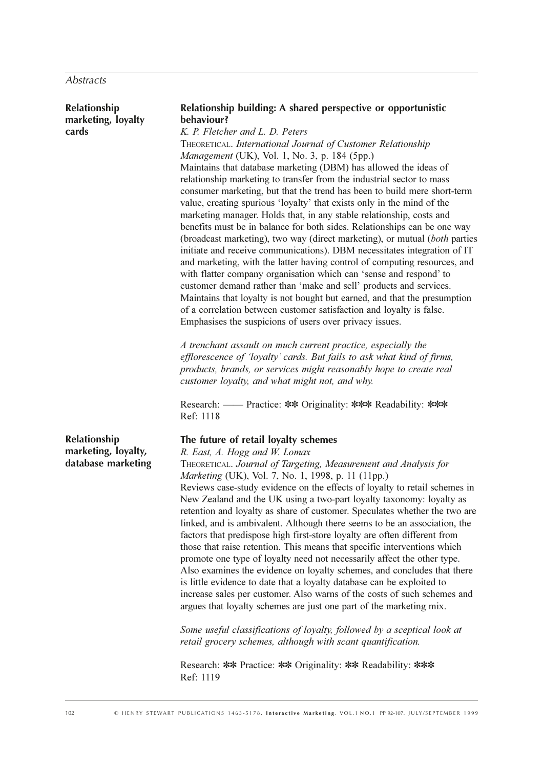**Relationship marketing, loyalty cards**

## Relationship building: A shared perspective or opportunistic behaviour?

*K. P. Fletcher and L. D. Peters*

THEORETICAL. *International Journal of Customer Relationship Management* (UK), Vol. 1, No. 3, p. 184 (5pp.)

Maintains that database marketing (DBM) has allowed the ideas of relationship marketing to transfer from the industrial sector to mass consumer marketing, but that the trend has been to build mere short-term value, creating spurious 'loyalty' that exists only in the mind of the marketing manager. Holds that, in any stable relationship, costs and benefits must be in balance for both sides. Relationships can be one way (broadcast marketing), two way (direct marketing), or mutual (*both* parties initiate and receive communications). DBM necessitates integration of IT and marketing, with the latter having control of computing resources, and with flatter company organisation which can 'sense and respond' to customer demand rather than 'make and sell' products and services. Maintains that loyalty is not bought but earned, and that the presumption of a correlation between customer satisfaction and loyalty is false. Emphasises the suspicions of users over privacy issues.

*A trenchant assault on much current practice, especially the efflorescence of 'loyalty' cards. But fails to ask what kind of firms, products, brands, or services might reasonably hope to create real customer loyalty, and what might not, and why.*

Research: —— Practice: ✻✻ Originality: ✻✻✻ Readability: ✻✻✻
Ref: 1118

**Relationship marketing, loyalty, database marketing**

## The future of retail loyalty schemes

*R. East, A. Hogg and W. Lomax*

THEORETICAL. *Journal of Targeting, Measurement and Analysis for Marketing* (UK), Vol. 7, No. 1, 1998, p. 11 (11pp.)

Reviews case-study evidence on the effects of loyalty to retail schemes in New Zealand and the UK using a two-part loyalty taxonomy: loyalty as retention and loyalty as share of customer. Speculates whether the two are linked, and is ambivalent. Although there seems to be an association, the factors that predispose high first-store loyalty are often different from those that raise retention. This means that specific interventions which promote one type of loyalty need not necessarily affect the other type. Also examines the evidence on loyalty schemes, and concludes that there is little evidence to date that a loyalty database can be exploited to increase sales per customer. Also warns of the costs of such schemes and argues that loyalty schemes are just one part of the marketing mix.

*Some useful classifications of loyalty, followed by a sceptical look at retail grocery schemes, although with scant quantification.*

Research: ✻✻ Practice: ✻✻ Originality: ✻✻ Readability: ✻✻✻
Ref: 1119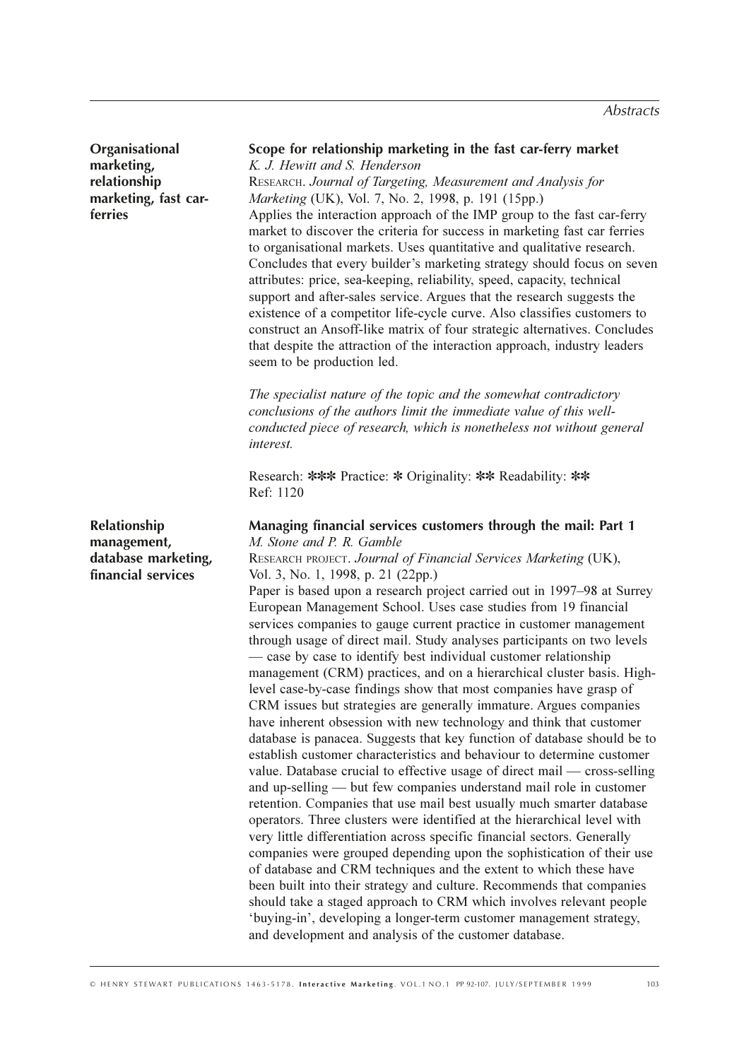**Organisational marketing, relationship marketing, fast car-ferries**

### Scope for relationship marketing in the fast car-ferry market

*K. J. Hewitt and S. Henderson*

RESEARCH. *Journal of Targeting, Measurement and Analysis for Marketing* (UK), Vol. 7, No. 2, 1998, p. 191 (15pp.)

Applies the interaction approach of the IMP group to the fast car-ferry market to discover the criteria for success in marketing fast car ferries to organisational markets. Uses quantitative and qualitative research. Concludes that every builder's marketing strategy should focus on seven attributes: price, sea-keeping, reliability, speed, capacity, technical support and after-sales service. Argues that the research suggests the existence of a competitor life-cycle curve. Also classifies customers to construct an Ansoff-like matrix of four strategic alternatives. Concludes that despite the attraction of the interaction approach, industry leaders seem to be production led.

*The specialist nature of the topic and the somewhat contradictory conclusions of the authors limit the immediate value of this well-conducted piece of research, which is nonetheless not without general interest.*

Research: ✻✻✻ Practice: ✻ Originality: ✻✻ Readability: ✻✻
Ref: 1120

**Relationship management, database marketing, financial services**

### Managing financial services customers through the mail: Part 1

*M. Stone and P. R. Gamble*

RESEARCH PROJECT. *Journal of Financial Services Marketing* (UK), Vol. 3, No. 1, 1998, p. 21 (22pp.)

Paper is based upon a research project carried out in 1997–98 at Surrey European Management School. Uses case studies from 19 financial services companies to gauge current practice in customer management through usage of direct mail. Study analyses participants on two levels — case by case to identify best individual customer relationship management (CRM) practices, and on a hierarchical cluster basis. High-level case-by-case findings show that most companies have grasp of CRM issues but strategies are generally immature. Argues companies have inherent obsession with new technology and think that customer database is panacea. Suggests that key function of database should be to establish customer characteristics and behaviour to determine customer value. Database crucial to effective usage of direct mail — cross-selling and up-selling — but few companies understand mail role in customer retention. Companies that use mail best usually much smarter database operators. Three clusters were identified at the hierarchical level with very little differentiation across specific financial sectors. Generally companies were grouped depending upon the sophistication of their use of database and CRM techniques and the extent to which these have been built into their strategy and culture. Recommends that companies should take a staged approach to CRM which involves relevant people 'buying-in', developing a longer-term customer management strategy, and development and analysis of the customer database.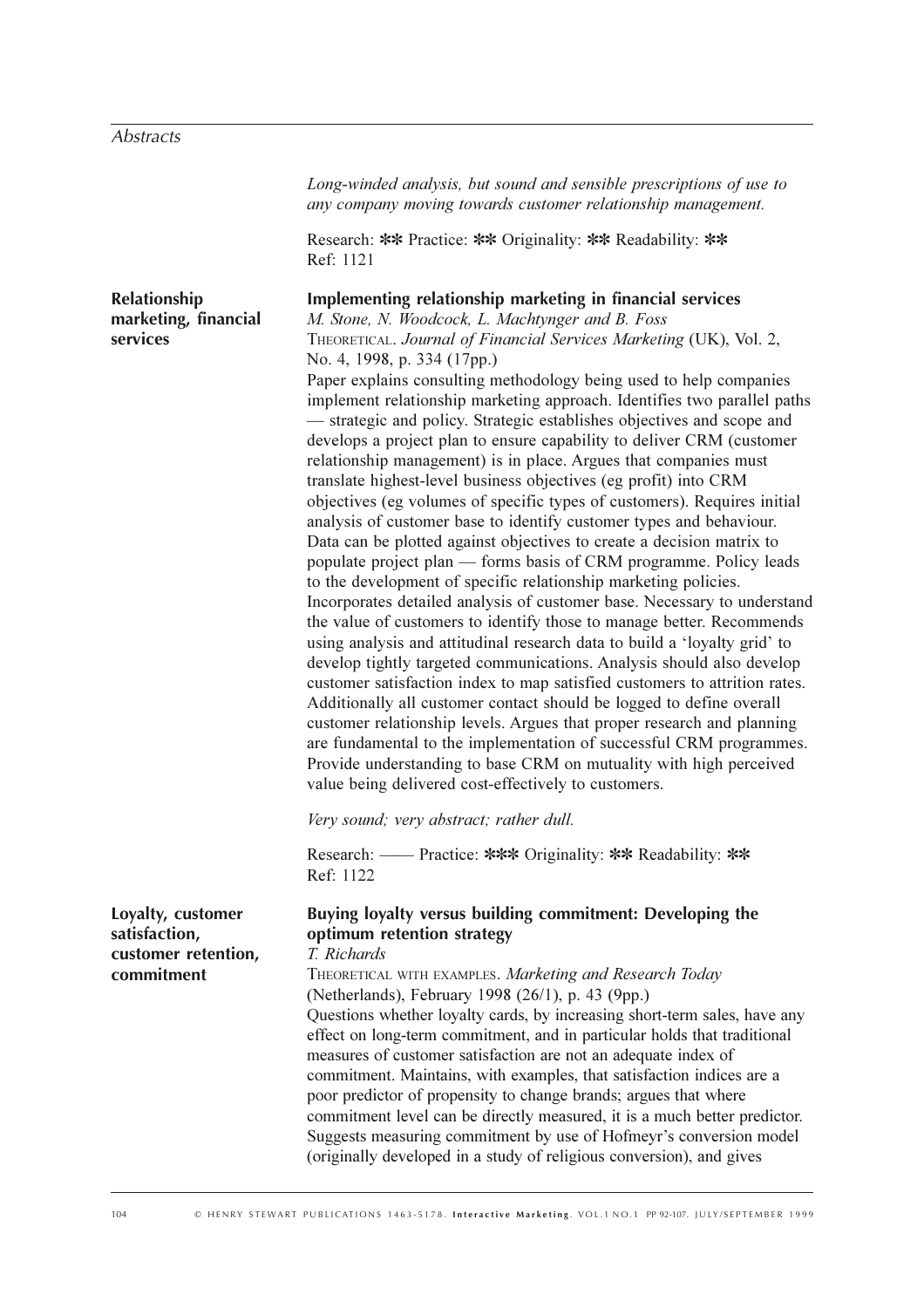*Long-winded analysis, but sound and sensible prescriptions of use to any company moving towards customer relationship management.*

Research: ✱✱ Practice: ✱✱ Originality: ✱✱ Readability: ✱✱
Ref: 1121

**Relationship marketing, financial services**

**Implementing relationship marketing in financial services**
*M. Stone, N. Woodcock, L. Machtynger and B. Foss*
THEORETICAL. *Journal of Financial Services Marketing* (UK), Vol. 2, No. 4, 1998, p. 334 (17pp.)
Paper explains consulting methodology being used to help companies implement relationship marketing approach. Identifies two parallel paths — strategic and policy. Strategic establishes objectives and scope and develops a project plan to ensure capability to deliver CRM (customer relationship management) is in place. Argues that companies must translate highest-level business objectives (eg profit) into CRM objectives (eg volumes of specific types of customers). Requires initial analysis of customer base to identify customer types and behaviour. Data can be plotted against objectives to create a decision matrix to populate project plan — forms basis of CRM programme. Policy leads to the development of specific relationship marketing policies. Incorporates detailed analysis of customer base. Necessary to understand the value of customers to identify those to manage better. Recommends using analysis and attitudinal research data to build a 'loyalty grid' to develop tightly targeted communications. Analysis should also develop customer satisfaction index to map satisfied customers to attrition rates. Additionally all customer contact should be logged to define overall customer relationship levels. Argues that proper research and planning are fundamental to the implementation of successful CRM programmes. Provide understanding to base CRM on mutuality with high perceived value being delivered cost-effectively to customers.

*Very sound; very abstract; rather dull.*

Research: —— Practice: ✱✱✱ Originality: ✱✱ Readability: ✱✱
Ref: 1122

**Loyalty, customer satisfaction, customer retention, commitment**

**Buying loyalty versus building commitment: Developing the optimum retention strategy**
*T. Richards*
THEORETICAL WITH EXAMPLES. *Marketing and Research Today* (Netherlands), February 1998 (26/1), p. 43 (9pp.)
Questions whether loyalty cards, by increasing short-term sales, have any effect on long-term commitment, and in particular holds that traditional measures of customer satisfaction are not an adequate index of commitment. Maintains, with examples, that satisfaction indices are a poor predictor of propensity to change brands; argues that where commitment level can be directly measured, it is a much better predictor. Suggests measuring commitment by use of Hofmeyr's conversion model (originally developed in a study of religious conversion), and gives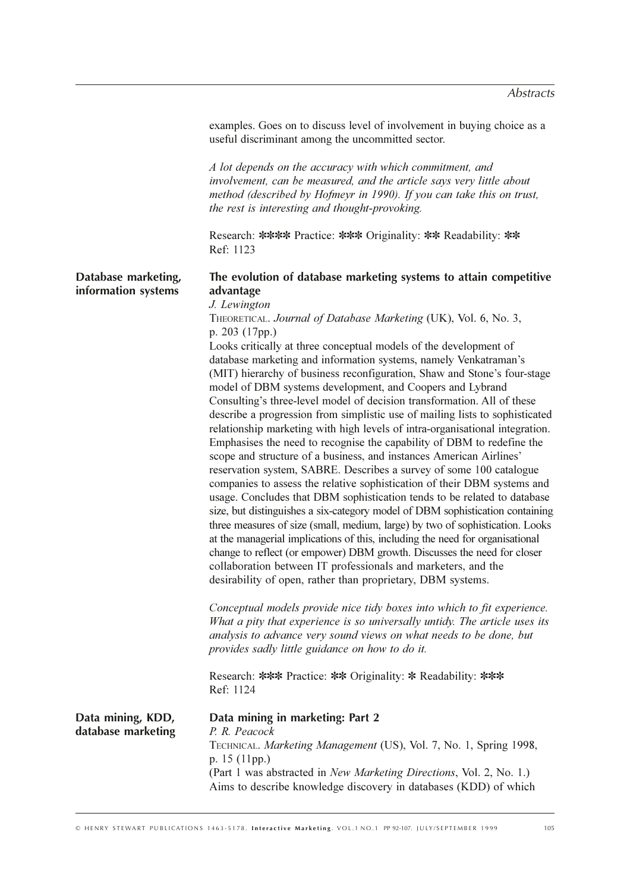examples. Goes on to discuss level of involvement in buying choice as a useful discriminant among the uncommitted sector.

*A lot depends on the accuracy with which commitment, and involvement, can be measured, and the article says very little about method (described by Hofmeyr in 1990). If you can take this on trust, the rest is interesting and thought-provoking.*

Research: **** Practice: *** Originality: ** Readability: **
Ref: 1123

**Database marketing, information systems**

## The evolution of database marketing systems to attain competitive advantage

*J. Lewington*

THEORETICAL. *Journal of Database Marketing* (UK), Vol. 6, No. 3, p. 203 (17pp.)

Looks critically at three conceptual models of the development of database marketing and information systems, namely Venkatraman's (MIT) hierarchy of business reconfiguration, Shaw and Stone's four-stage model of DBM systems development, and Coopers and Lybrand Consulting's three-level model of decision transformation. All of these describe a progression from simplistic use of mailing lists to sophisticated relationship marketing with high levels of intra-organisational integration. Emphasises the need to recognise the capability of DBM to redefine the scope and structure of a business, and instances American Airlines' reservation system, SABRE. Describes a survey of some 100 catalogue companies to assess the relative sophistication of their DBM systems and usage. Concludes that DBM sophistication tends to be related to database size, but distinguishes a six-category model of DBM sophistication containing three measures of size (small, medium, large) by two of sophistication. Looks at the managerial implications of this, including the need for organisational change to reflect (or empower) DBM growth. Discusses the need for closer collaboration between IT professionals and marketers, and the desirability of open, rather than proprietary, DBM systems.

*Conceptual models provide nice tidy boxes into which to fit experience. What a pity that experience is so universally untidy. The article uses its analysis to advance very sound views on what needs to be done, but provides sadly little guidance on how to do it.*

Research: *** Practice: ** Originality: * Readability: ***
Ref: 1124

**Data mining, KDD, database marketing**

## Data mining in marketing: Part 2

*P. R. Peacock*

TECHNICAL. *Marketing Management* (US), Vol. 7, No. 1, Spring 1998, p. 15 (11pp.)

(Part 1 was abstracted in *New Marketing Directions*, Vol. 2, No. 1.)
Aims to describe knowledge discovery in databases (KDD) of which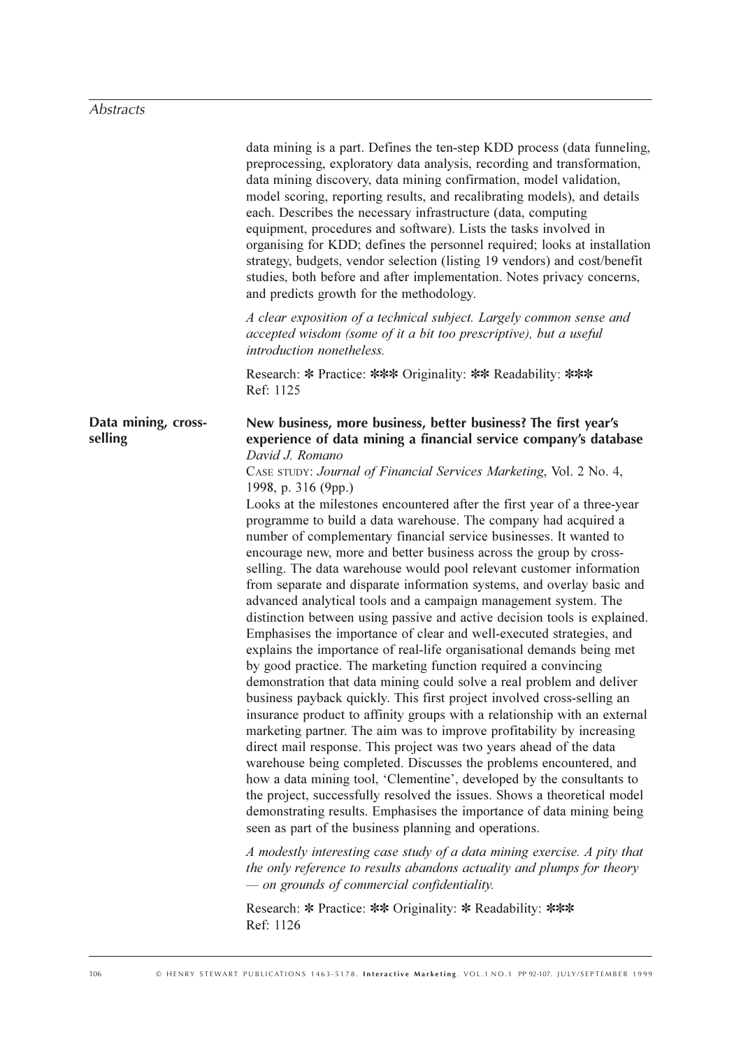data mining is a part. Defines the ten-step KDD process (data funneling, preprocessing, exploratory data analysis, recording and transformation, data mining discovery, data mining confirmation, model validation, model scoring, reporting results, and recalibrating models), and details each. Describes the necessary infrastructure (data, computing equipment, procedures and software). Lists the tasks involved in organising for KDD; defines the personnel required; looks at installation strategy, budgets, vendor selection (listing 19 vendors) and cost/benefit studies, both before and after implementation. Notes privacy concerns, and predicts growth for the methodology.

*A clear exposition of a technical subject. Largely common sense and accepted wisdom (some of it a bit too prescriptive), but a useful introduction nonetheless.*

Research: * Practice: *** Originality: ** Readability: ***
Ref: 1125

**Data mining, cross-selling**

**New business, more business, better business? The first year's experience of data mining a financial service company's database**
*David J. Romano*

CASE STUDY: *Journal of Financial Services Marketing*, Vol. 2 No. 4, 1998, p. 316 (9pp.)

Looks at the milestones encountered after the first year of a three-year programme to build a data warehouse. The company had acquired a number of complementary financial service businesses. It wanted to encourage new, more and better business across the group by cross-selling. The data warehouse would pool relevant customer information from separate and disparate information systems, and overlay basic and advanced analytical tools and a campaign management system. The distinction between using passive and active decision tools is explained. Emphasises the importance of clear and well-executed strategies, and explains the importance of real-life organisational demands being met by good practice. The marketing function required a convincing demonstration that data mining could solve a real problem and deliver business payback quickly. This first project involved cross-selling an insurance product to affinity groups with a relationship with an external marketing partner. The aim was to improve profitability by increasing direct mail response. This project was two years ahead of the data warehouse being completed. Discusses the problems encountered, and how a data mining tool, 'Clementine', developed by the consultants to the project, successfully resolved the issues. Shows a theoretical model demonstrating results. Emphasises the importance of data mining being seen as part of the business planning and operations.

*A modestly interesting case study of a data mining exercise. A pity that the only reference to results abandons actuality and plumps for theory — on grounds of commercial confidentiality.*

Research: * Practice: ** Originality: * Readability: ***
Ref: 1126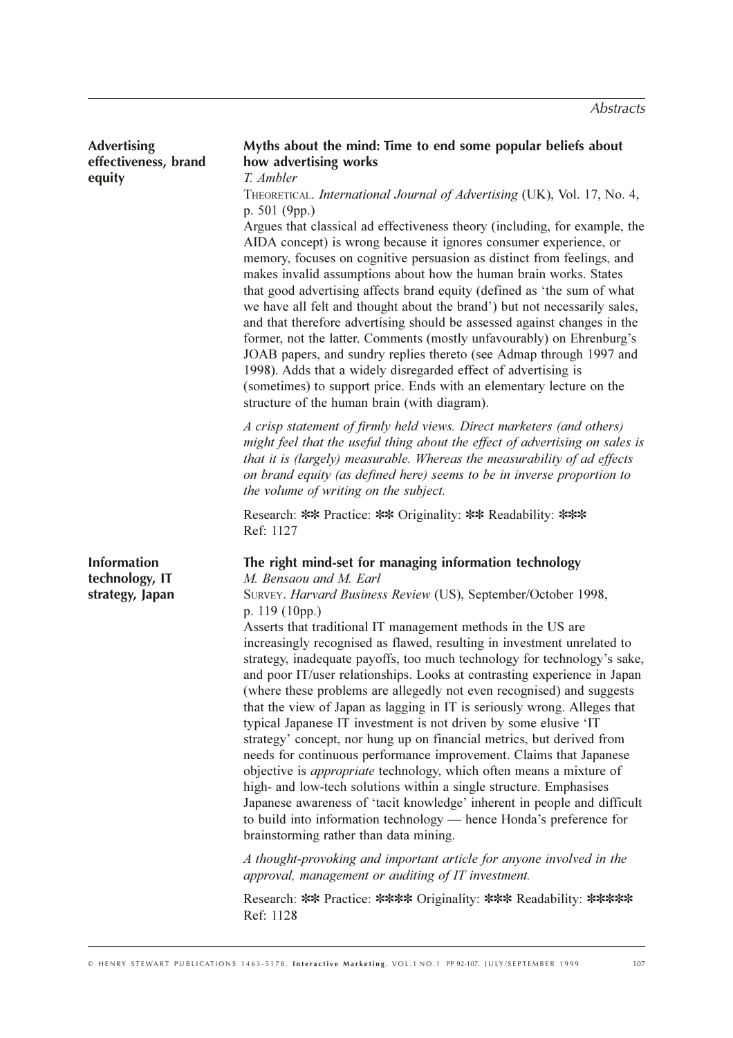**Advertising effectiveness, brand equity**

## Myths about the mind: Time to end some popular beliefs about how advertising works

*T. Ambler*

THEORETICAL. *International Journal of Advertising* (UK), Vol. 17, No. 4, p. 501 (9pp.)

Argues that classical ad effectiveness theory (including, for example, the AIDA concept) is wrong because it ignores consumer experience, or memory, focuses on cognitive persuasion as distinct from feelings, and makes invalid assumptions about how the human brain works. States that good advertising affects brand equity (defined as 'the sum of what we have all felt and thought about the brand') but not necessarily sales, and that therefore advertising should be assessed against changes in the former, not the latter. Comments (mostly unfavourably) on Ehrenburg's JOAB papers, and sundry replies thereto (see Admap through 1997 and 1998). Adds that a widely disregarded effect of advertising is (sometimes) to support price. Ends with an elementary lecture on the structure of the human brain (with diagram).

*A crisp statement of firmly held views. Direct marketers (and others) might feel that the useful thing about the effect of advertising on sales is that it is (largely) measurable. Whereas the measurability of ad effects on brand equity (as defined here) seems to be in inverse proportion to the volume of writing on the subject.*

Research: ✱✱ Practice: ✱✱ Originality: ✱✱ Readability: ✱✱✱
Ref: 1127

**Information technology, IT strategy, Japan**

## The right mind-set for managing information technology

*M. Bensaou and M. Earl*

SURVEY. *Harvard Business Review* (US), September/October 1998, p. 119 (10pp.)

Asserts that traditional IT management methods in the US are increasingly recognised as flawed, resulting in investment unrelated to strategy, inadequate payoffs, too much technology for technology's sake, and poor IT/user relationships. Looks at contrasting experience in Japan (where these problems are allegedly not even recognised) and suggests that the view of Japan as lagging in IT is seriously wrong. Alleges that typical Japanese IT investment is not driven by some elusive 'IT strategy' concept, nor hung up on financial metrics, but derived from needs for continuous performance improvement. Claims that Japanese objective is *appropriate* technology, which often means a mixture of high- and low-tech solutions within a single structure. Emphasises Japanese awareness of 'tacit knowledge' inherent in people and difficult to build into information technology — hence Honda's preference for brainstorming rather than data mining.

*A thought-provoking and important article for anyone involved in the approval, management or auditing of IT investment.*

Research: ✱✱ Practice: ✱✱✱✱ Originality: ✱✱✱ Readability: ✱✱✱✱✱
Ref: 1128